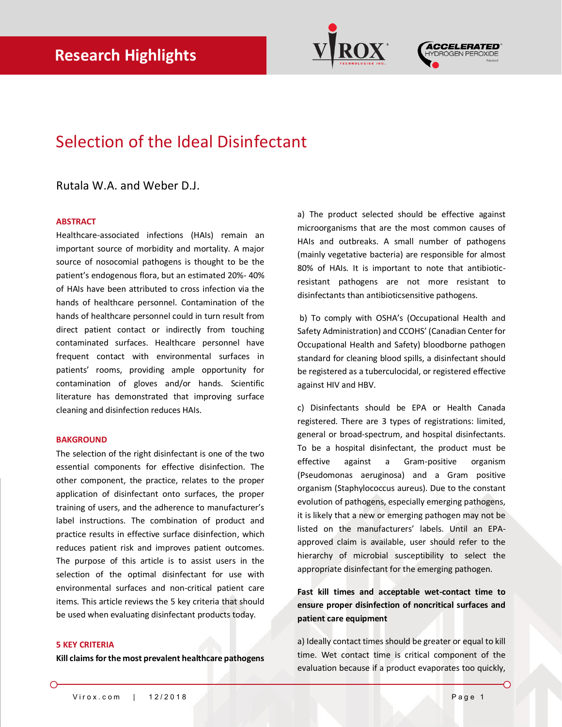Research Highlights

# Selection of the Ideal Disinfectant

Rutala W.A. and Weber D.J.

## ABSTRACT

Healthcare-associated infections (HAIs) remain an important source of morbidity and mortality. A major source of nosocomial pathogens is thought to be the patient's endogenous flora, but an estimated 20%- 40% of HAIs have been attributed to cross infection via the hands of healthcare personnel. Contamination of the hands of healthcare personnel could in turn result from direct patient contact or indirectly from touching contaminated surfaces. Healthcare personnel have frequent contact with environmental surfaces in patients' rooms, providing ample opportunity for contamination of gloves and/or hands. Scientific literature has demonstrated that improving surface cleaning and disinfection reduces HAIs.

## BAKGROUND

The selection of the right disinfectant is one of the two essential components for effective disinfection. The other component, the practice, relates to the proper application of disinfectant onto surfaces, the proper training of users, and the adherence to manufacturer's label instructions. The combination of product and practice results in effective surface disinfection, which reduces patient risk and improves patient outcomes. The purpose of this article is to assist users in the selection of the optimal disinfectant for use with environmental surfaces and non-critical patient care items. This article reviews the 5 key criteria that should be used when evaluating disinfectant products today.

## 5 KEY CRITERIA

**Kill claims for the most prevalent healthcare pathogens**

a) The product selected should be effective against microorganisms that are the most common causes of HAIs and outbreaks. A small number of pathogens (mainly vegetative bacteria) are responsible for almost 80% of HAIs. It is important to note that antibiotic-resistant pathogens are not more resistant to disinfectants than antibioticsensitive pathogens.

b) To comply with OSHA's (Occupational Health and Safety Administration) and CCOHS' (Canadian Center for Occupational Health and Safety) bloodborne pathogen standard for cleaning blood spills, a disinfectant should be registered as a tuberculocidal, or registered effective against HIV and HBV.

c) Disinfectants should be EPA or Health Canada registered. There are 3 types of registrations: limited, general or broad-spectrum, and hospital disinfectants. To be a hospital disinfectant, the product must be effective against a Gram-positive organism (Pseudomonas aeruginosa) and a Gram positive organism (Staphylococcus aureus). Due to the constant evolution of pathogens, especially emerging pathogens, it is likely that a new or emerging pathogen may not be listed on the manufacturers' labels. Until an EPA-approved claim is available, user should refer to the hierarchy of microbial susceptibility to select the appropriate disinfectant for the emerging pathogen.

**Fast kill times and acceptable wet-contact time to ensure proper disinfection of noncritical surfaces and patient care equipment**

a) Ideally contact times should be greater or equal to kill time. Wet contact time is critical component of the evaluation because if a product evaporates too quickly,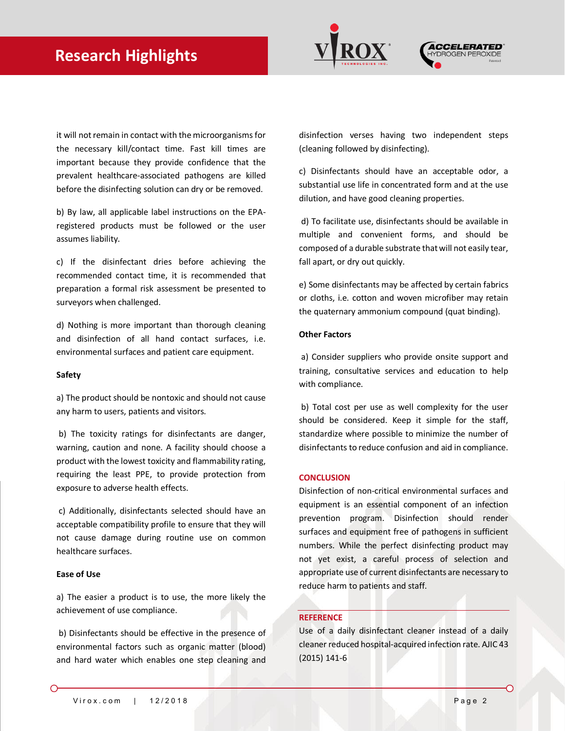it will not remain in contact with the microorganisms for the necessary kill/contact time. Fast kill times are important because they provide confidence that the prevalent healthcare-associated pathogens are killed before the disinfecting solution can dry or be removed.

b) By law, all applicable label instructions on the EPA-registered products must be followed or the user assumes liability.

c) If the disinfectant dries before achieving the recommended contact time, it is recommended that preparation a formal risk assessment be presented to surveyors when challenged.

d) Nothing is more important than thorough cleaning and disinfection of all hand contact surfaces, i.e. environmental surfaces and patient care equipment.

**Safety**

a) The product should be nontoxic and should not cause any harm to users, patients and visitors.

b) The toxicity ratings for disinfectants are danger, warning, caution and none. A facility should choose a product with the lowest toxicity and flammability rating, requiring the least PPE, to provide protection from exposure to adverse health effects.

c) Additionally, disinfectants selected should have an acceptable compatibility profile to ensure that they will not cause damage during routine use on common healthcare surfaces.

**Ease of Use**

a) The easier a product is to use, the more likely the achievement of use compliance.

b) Disinfectants should be effective in the presence of environmental factors such as organic matter (blood) and hard water which enables one step cleaning and disinfection verses having two independent steps (cleaning followed by disinfecting).

c) Disinfectants should have an acceptable odor, a substantial use life in concentrated form and at the use dilution, and have good cleaning properties.

d) To facilitate use, disinfectants should be available in multiple and convenient forms, and should be composed of a durable substrate that will not easily tear, fall apart, or dry out quickly.

e) Some disinfectants may be affected by certain fabrics or cloths, i.e. cotton and woven microfiber may retain the quaternary ammonium compound (quat binding).

**Other Factors**

a) Consider suppliers who provide onsite support and training, consultative services and education to help with compliance.

b) Total cost per use as well complexity for the user should be considered. Keep it simple for the staff, standardize where possible to minimize the number of disinfectants to reduce confusion and aid in compliance.

## CONCLUSION

Disinfection of non-critical environmental surfaces and equipment is an essential component of an infection prevention program. Disinfection should render surfaces and equipment free of pathogens in sufficient numbers. While the perfect disinfecting product may not yet exist, a careful process of selection and appropriate use of current disinfectants are necessary to reduce harm to patients and staff.

## REFERENCE

Use of a daily disinfectant cleaner instead of a daily cleaner reduced hospital-acquired infection rate. AJIC 43 (2015) 141-6